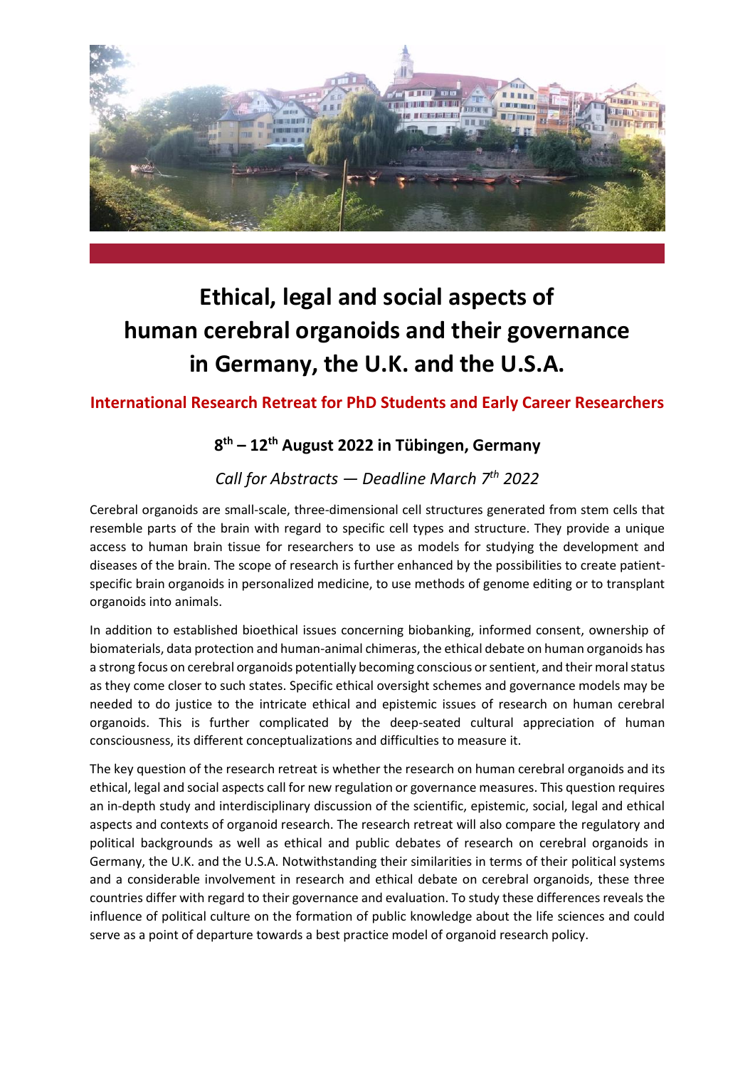# Ethical, legal and social aspects of human cerebral organoids and their governance in Germany, the U.K. and the U.S.A.

## International Research Retreat for PhD Students and Early Career Researchers

### 8th – 12th August 2022 in Tübingen, Germany

*Call for Abstracts — Deadline March 7th 2022*

Cerebral organoids are small-scale, three-dimensional cell structures generated from stem cells that resemble parts of the brain with regard to specific cell types and structure. They provide a unique access to human brain tissue for researchers to use as models for studying the development and diseases of the brain. The scope of research is further enhanced by the possibilities to create patient-specific brain organoids in personalized medicine, to use methods of genome editing or to transplant organoids into animals.

In addition to established bioethical issues concerning biobanking, informed consent, ownership of biomaterials, data protection and human-animal chimeras, the ethical debate on human organoids has a strong focus on cerebral organoids potentially becoming conscious or sentient, and their moral status as they come closer to such states. Specific ethical oversight schemes and governance models may be needed to do justice to the intricate ethical and epistemic issues of research on human cerebral organoids. This is further complicated by the deep-seated cultural appreciation of human consciousness, its different conceptualizations and difficulties to measure it.

The key question of the research retreat is whether the research on human cerebral organoids and its ethical, legal and social aspects call for new regulation or governance measures. This question requires an in-depth study and interdisciplinary discussion of the scientific, epistemic, social, legal and ethical aspects and contexts of organoid research. The research retreat will also compare the regulatory and political backgrounds as well as ethical and public debates of research on cerebral organoids in Germany, the U.K. and the U.S.A. Notwithstanding their similarities in terms of their political systems and a considerable involvement in research and ethical debate on cerebral organoids, these three countries differ with regard to their governance and evaluation. To study these differences reveals the influence of political culture on the formation of public knowledge about the life sciences and could serve as a point of departure towards a best practice model of organoid research policy.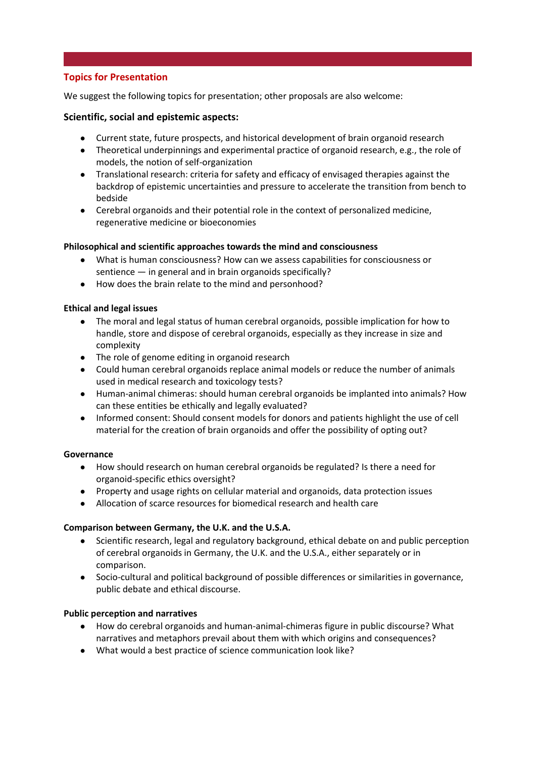## Topics for Presentation

We suggest the following topics for presentation; other proposals are also welcome:

### Scientific, social and epistemic aspects:

- Current state, future prospects, and historical development of brain organoid research
- Theoretical underpinnings and experimental practice of organoid research, e.g., the role of models, the notion of self-organization
- Translational research: criteria for safety and efficacy of envisaged therapies against the backdrop of epistemic uncertainties and pressure to accelerate the transition from bench to bedside
- Cerebral organoids and their potential role in the context of personalized medicine, regenerative medicine or bioeconomies

**Philosophical and scientific approaches towards the mind and consciousness**

- What is human consciousness? How can we assess capabilities for consciousness or sentience — in general and in brain organoids specifically?
- How does the brain relate to the mind and personhood?

**Ethical and legal issues**

- The moral and legal status of human cerebral organoids, possible implication for how to handle, store and dispose of cerebral organoids, especially as they increase in size and complexity
- The role of genome editing in organoid research
- Could human cerebral organoids replace animal models or reduce the number of animals used in medical research and toxicology tests?
- Human-animal chimeras: should human cerebral organoids be implanted into animals? How can these entities be ethically and legally evaluated?
- Informed consent: Should consent models for donors and patients highlight the use of cell material for the creation of brain organoids and offer the possibility of opting out?

**Governance**

- How should research on human cerebral organoids be regulated? Is there a need for organoid-specific ethics oversight?
- Property and usage rights on cellular material and organoids, data protection issues
- Allocation of scarce resources for biomedical research and health care

**Comparison between Germany, the U.K. and the U.S.A.**

- Scientific research, legal and regulatory background, ethical debate on and public perception of cerebral organoids in Germany, the U.K. and the U.S.A., either separately or in comparison.
- Socio-cultural and political background of possible differences or similarities in governance, public debate and ethical discourse.

**Public perception and narratives**

- How do cerebral organoids and human-animal-chimeras figure in public discourse? What narratives and metaphors prevail about them with which origins and consequences?
- What would a best practice of science communication look like?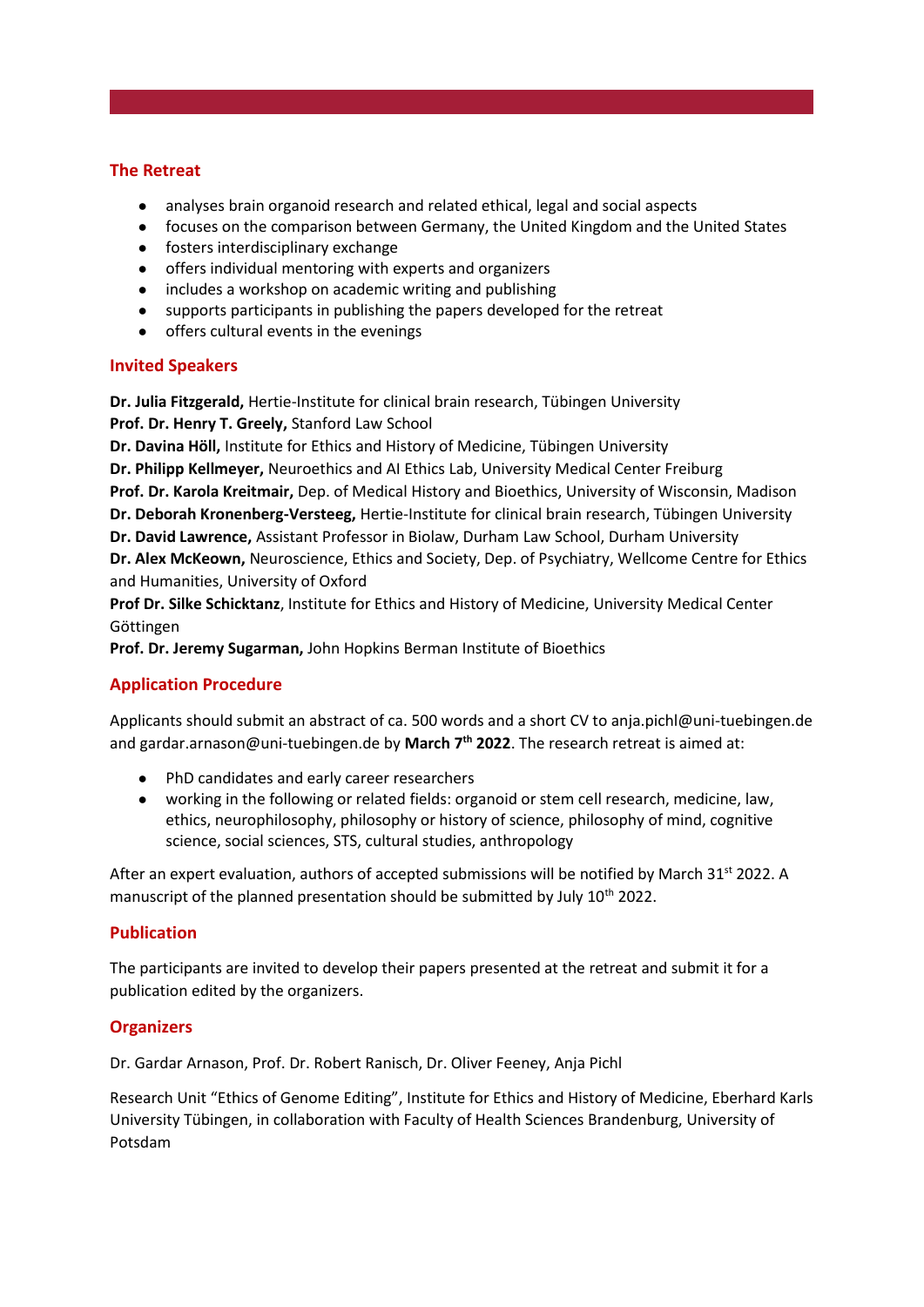## The Retreat

- analyses brain organoid research and related ethical, legal and social aspects
- focuses on the comparison between Germany, the United Kingdom and the United States
- fosters interdisciplinary exchange
- offers individual mentoring with experts and organizers
- includes a workshop on academic writing and publishing
- supports participants in publishing the papers developed for the retreat
- offers cultural events in the evenings

## Invited Speakers

**Dr. Julia Fitzgerald,** Hertie-Institute for clinical brain research, Tübingen University
**Prof. Dr. Henry T. Greely,** Stanford Law School
**Dr. Davina Höll,** Institute for Ethics and History of Medicine, Tübingen University
**Dr. Philipp Kellmeyer,** Neuroethics and AI Ethics Lab, University Medical Center Freiburg
**Prof. Dr. Karola Kreitmair,** Dep. of Medical History and Bioethics, University of Wisconsin, Madison
**Dr. Deborah Kronenberg-Versteeg,** Hertie-Institute for clinical brain research, Tübingen University
**Dr. David Lawrence,** Assistant Professor in Biolaw, Durham Law School, Durham University
**Dr. Alex McKeown,** Neuroscience, Ethics and Society, Dep. of Psychiatry, Wellcome Centre for Ethics and Humanities, University of Oxford
**Prof Dr. Silke Schicktanz**, Institute for Ethics and History of Medicine, University Medical Center Göttingen
**Prof. Dr. Jeremy Sugarman,** John Hopkins Berman Institute of Bioethics

## Application Procedure

Applicants should submit an abstract of ca. 500 words and a short CV to anja.pichl@uni-tuebingen.de and gardar.arnason@uni-tuebingen.de by **March 7th 2022**. The research retreat is aimed at:

- PhD candidates and early career researchers
- working in the following or related fields: organoid or stem cell research, medicine, law, ethics, neurophilosophy, philosophy or history of science, philosophy of mind, cognitive science, social sciences, STS, cultural studies, anthropology

After an expert evaluation, authors of accepted submissions will be notified by March 31st 2022. A manuscript of the planned presentation should be submitted by July 10th 2022.

## Publication

The participants are invited to develop their papers presented at the retreat and submit it for a publication edited by the organizers.

## Organizers

Dr. Gardar Arnason, Prof. Dr. Robert Ranisch, Dr. Oliver Feeney, Anja Pichl

Research Unit "Ethics of Genome Editing", Institute for Ethics and History of Medicine, Eberhard Karls University Tübingen, in collaboration with Faculty of Health Sciences Brandenburg, University of Potsdam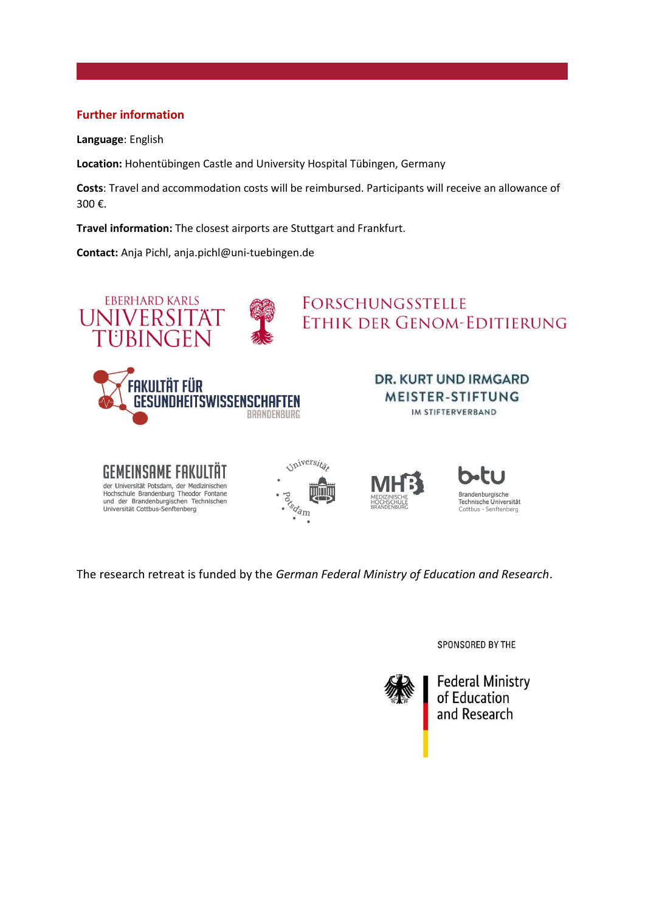## Further information

**Language**: English

**Location:** Hohentübingen Castle and University Hospital Tübingen, Germany

**Costs**: Travel and accommodation costs will be reimbursed. Participants will receive an allowance of 300 €.

**Travel information:** The closest airports are Stuttgart and Frankfurt.

**Contact:** Anja Pichl, anja.pichl@uni-tuebingen.de

EBERHARD KARLS UNIVERSITÄT TÜBINGEN

FORSCHUNGSSTELLE ETHIK DER GENOM-EDITIERUNG

FAKULTÄT FÜR GESUNDHEITSWISSENSCHAFTEN BRANDENBURG

DR. KURT UND IRMGARD MEISTER-STIFTUNG IM STIFTERVERBAND

GEMEINSAME FAKULTÄT der Universität Potsdam, der Medizinischen Hochschule Brandenburg Theodor Fontane und der Brandenburgischen Technischen Universität Cottbus-Senftenberg

Universität Potsdam

MHB MEDIZINISCHE HOCHSCHULE BRANDENBURG

b-tu Brandenburgische Technische Universität Cottbus - Senftenberg

The research retreat is funded by the *German Federal Ministry of Education and Research*.

SPONSORED BY THE

Federal Ministry of Education and Research